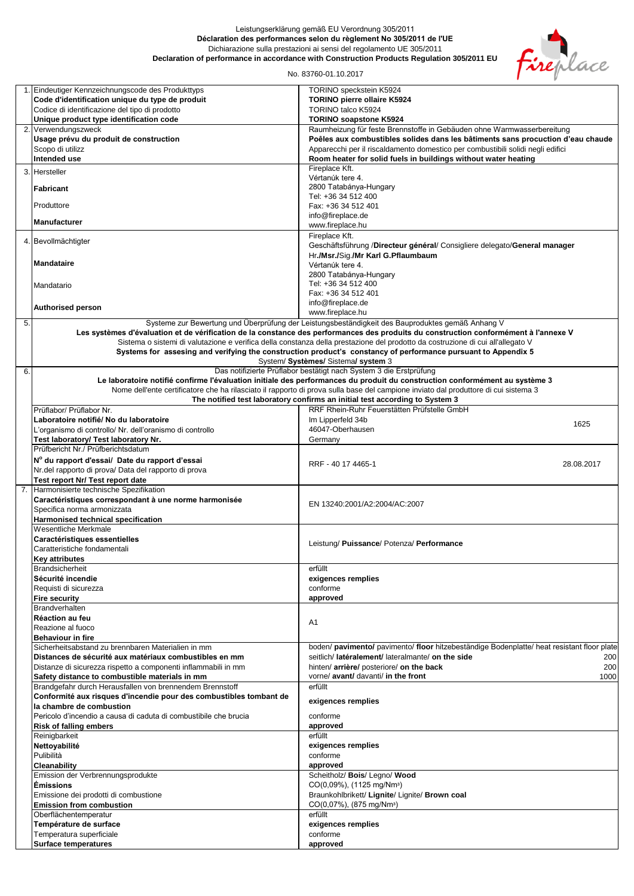Leistungserklärung gemäß EU Verordnung 305/2011
**Déclaration des performances selon du règlement No 305/2011 de l'UE**
Dichiarazione sulla prestazioni ai sensi del regolamento UE 305/2011
**Declaration of performance in accordance with Construction Products Regulation 305/2011 EU**

No. 83760-01.10.2017

| | | |
|---|---|---|
| 1. | Eindeutiger Kennzeichnungscode des Produkttyps<br>**Code d'identification unique du type de produit**<br>Codice di identificazione del tipo di prodotto<br>**Unique product type identification code** | TORINO speckstein K5924<br>**TORINO pierre ollaire K5924**<br>TORINO talco K5924<br>**TORINO soapstone K5924** |
| 2. | Verwendungszweck<br>**Usage prévu du produit de construction**<br>Scopo di utilizz<br>**Intended use** | Raumheizung für feste Brennstoffe in Gebäuden ohne Warmwasserbereitung<br>**Poêles aux combustibles solides dans les bâtiments sans procution d'eau chaude**<br>Apparecchi per il riscaldamento domestico per combustibili solidi negli edifici<br>**Room heater for solid fuels in buildings without water heating** |
| 3. | Hersteller<br>**Fabricant**<br>Produttore<br>**Manufacturer** | Fireplace Kft.<br>Vértanúk tere 4.<br>2800 Tatabánya-Hungary<br>Tel: +36 34 512 400<br>Fax: +36 34 512 401<br>info@fireplace.de<br>www.fireplace.hu |
| 4. | Bevollmächtigter<br>**Mandataire**<br>Mandatario<br>**Authorised person** | Fireplace Kft.<br>Geschäftsführung /**Directeur général**/ Consigliere delegato/**General manager**<br>Hr.**/Msr./**Sig.**/Mr Karl G.Pflaumbaum**<br>Vértanúk tere 4.<br>2800 Tatabánya-Hungary<br>Tel: +36 34 512 400<br>Fax: +36 34 512 401<br>info@fireplace.de<br>www.fireplace.hu |
| 5. | Systeme zur Bewertung und Überprüfung der Leistungsbeständigkeit des Bauproduktes gemäß Anhang V<br>**Les systèmes d'évaluation et de vérification de la constance des performances des produits du construction conformément à l'annexe V**<br>Sistema o sistemi di valutazione e verifica della constanza della prestazione del prodotto da costruzione di cui all'allegato V<br>**Systems for assesing and verifying the construction product's constancy of performance pursuant to Appendix 5**<br>System/ **Systèmes**/ Sistema**/ system** 3 | |
| 6. | Das notifizierte Prüflabor bestätigt nach System 3 die Erstprüfung<br>**Le laboratoire notifié confirme l'évaluation initiale des performances du produit du construction conformément au système 3**<br>Nome dell'ente certificatore che ha rilasciato il rapporto di prova sulla base del campione inviato dal produttore di cui sistema 3<br>**The notified test laboratory confirms an initial test according to System 3** | |
| | Prüflabor/ Prüflabor Nr.<br>**Laboratoire notifié/ No du laboratoire**<br>L'organismo di controllo/ Nr. dell'oranismo di controllo<br>**Test laboratory/ Test laboratory Nr.** | RRF Rhein-Ruhr Feuerstätten Prüfstelle GmbH<br>Im Lipperfeld 34b<br>46047-Oberhausen<br>Germany — 1625 |
| | Prüfbericht Nr./ Prüfberichtsdatum<br>**N° du rapport d'essai/ Date du rapport d'essai**<br>Nr.del rapporto di prova/ Data del rapporto di prova<br>**Test report Nr/ Test report date** | RRF - 40 17 4465-1 — 28.08.2017 |
| 7. | Harmonisierte technische Spezifikation<br>**Caractéristiques correspondant à une norme harmonisée**<br>Specifica norma armonizzata<br>**Harmonised technical specification** | EN 13240:2001/A2:2004/AC:2007 |
| | Wesentliche Merkmale<br>**Caractéristiques essentielles**<br>Caratteristiche fondamentali<br>**Key attributes** | Leistung/ **Puissance**/ Potenza/ **Performance** |
| | Brandsicherheit<br>**Sécurité incendie**<br>Requisti di sicurezza<br>**Fire security** | erfüllt<br>**exigences remplies**<br>conforme<br>**approved** |
| | Brandverhalten<br>**Réaction au feu**<br>Reazione al fuoco<br>**Behaviour in fire** | A1 |
| | Sicherheitsabstand zu brennbaren Materialien in mm<br>**Distances de sécurité aux matériaux combustibles en mm**<br>Distanze di sicurezza rispetto a componenti inflammabili in mm<br>**Safety distance to combustible materials in mm** | boden/ **pavimento/** pavimento/ **floor** hitzebeständige Bodenplatte/ heat resistant floor plate<br>seitlich/ **latéralement/** lateralmante/ **on the side** 200<br>hinten/ **arrière/** posteriore/ **on the back** 200<br>vorne/ **avant/** davanti/ **in the front** 1000 |
| | Brandgefahr durch Herausfallen von brennendem Brennstoff<br>**Conformité aux risques d'incendie pour des combustibles tombant de la chambre de combustion**<br>Pericolo d'incendio a causa di caduta di combustibile che brucia<br>**Risk of falling embers** | erfüllt<br>**exigences remplies**<br>conforme<br>**approved** |
| | Reinigbarkeit<br>**Nettoyabilité**<br>Pulibilità<br>**Cleanability** | erfüllt<br>**exigences remplies**<br>conforme<br>**approved** |
| | Emission der Verbrennungsprodukte<br>**Émissions**<br>Emissione dei prodotti di combustione<br>**Emission from combustion** | Scheitholz/ **Bois**/ Legno/ **Wood**<br>CO(0,09%), (1125 mg/Nm³)<br>Braunkohlbrikett/ **Lignite**/ Lignite/ **Brown coal**<br>CO(0,07%), (875 mg/Nm³) |
| | Oberflächentemperatur<br>**Température de surface**<br>Temperatura superficiale<br>**Surface temperatures** | erfüllt<br>**exigences remplies**<br>conforme<br>**approved** |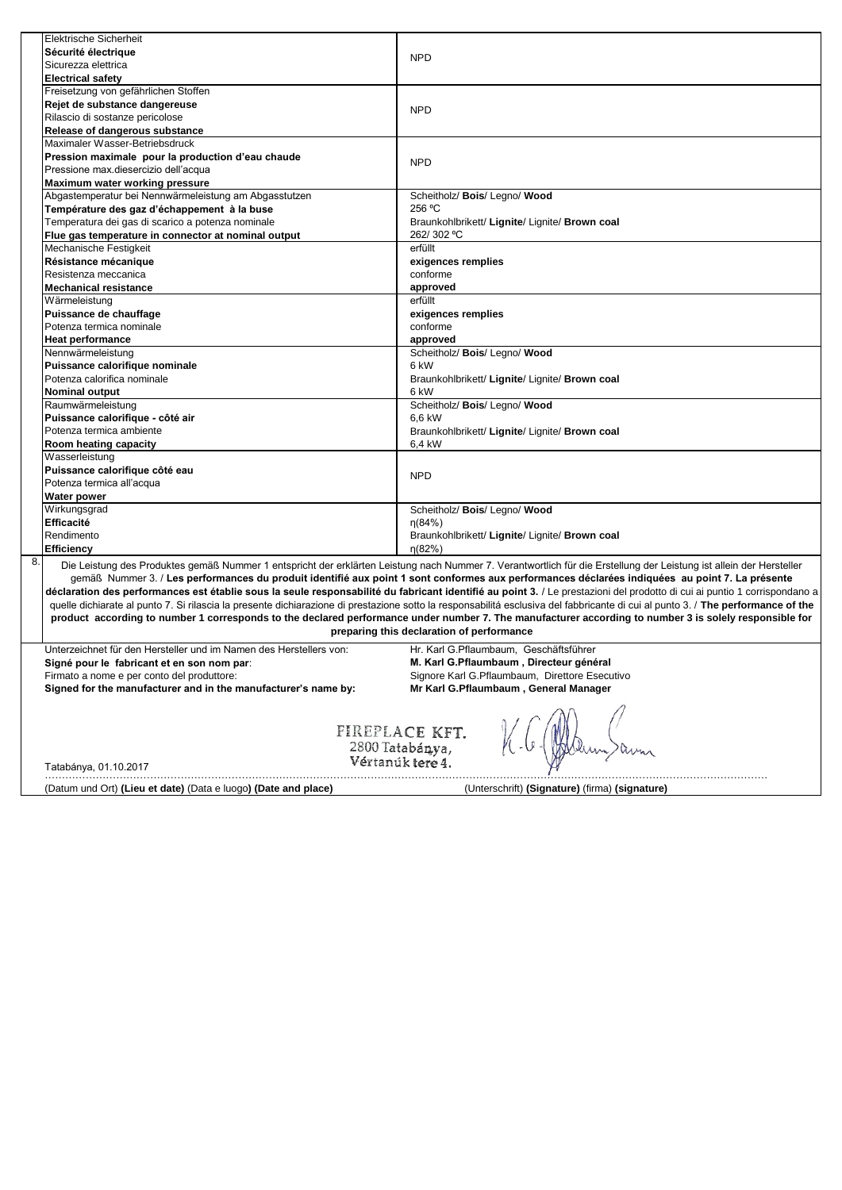| | |
|---|---|
| Elektrische Sicherheit<br>**Sécurité électrique**<br>Sicurezza elettrica<br>**Electrical safety** | NPD |
| Freisetzung von gefährlichen Stoffen<br>**Rejet de substance dangereuse**<br>Rilascio di sostanze pericolose<br>**Release of dangerous substance** | NPD |
| Maximaler Wasser-Betriebsdruck<br>**Pression maximale pour la production d'eau chaude**<br>Pressione max.diesercizio dell'acqua<br>**Maximum water working pressure** | NPD |
| Abgastemperatur bei Nennwärmeleistung am Abgasstutzen<br>**Température des gaz d'échappement à la buse**<br>Temperatura dei gas di scarico a potenza nominale<br>**Flue gas temperature in connector at nominal output** | Scheitholz/ **Bois**/ Legno/ **Wood**<br>256 ºC<br>Braunkohlbrikett/ **Lignite**/ Lignite/ **Brown coal**<br>262/ 302 ºC |
| Mechanische Festigkeit<br>**Résistance mécanique**<br>Resistenza meccanica<br>**Mechanical resistance** | erfüllt<br>**exigences remplies**<br>conforme<br>**approved** |
| Wärmeleistung<br>**Puissance de chauffage**<br>Potenza termica nominale<br>**Heat performance** | erfüllt<br>**exigences remplies**<br>conforme<br>**approved** |
| Nennwärmeleistung<br>**Puissance calorifique nominale**<br>Potenza calorifica nominale<br>**Nominal output** | Scheitholz/ **Bois**/ Legno/ **Wood**<br>6 kW<br>Braunkohlbrikett/ **Lignite**/ Lignite/ **Brown coal**<br>6 kW |
| Raumwärmeleistung<br>**Puissance calorifique - côté air**<br>Potenza termica ambiente<br>**Room heating capacity** | Scheitholz/ **Bois**/ Legno/ **Wood**<br>6,6 kW<br>Braunkohlbrikett/ **Lignite**/ Lignite/ **Brown coal**<br>6,4 kW |
| Wasserleistung<br>**Puissance calorifique côté eau**<br>Potenza termica all'acqua<br>**Water power** | NPD |
| Wirkungsgrad<br>**Efficacité**<br>Rendimento<br>**Efficiency** | Scheitholz/ **Bois**/ Legno/ **Wood**<br>η(84%)<br>Braunkohlbrikett/ **Lignite**/ Lignite/ **Brown coal**<br>η(82%) |

8. Die Leistung des Produktes gemäß Nummer 1 entspricht der erklärten Leistung nach Nummer 7. Verantwortlich für die Erstellung der Leistung ist allein der Hersteller gemäß Nummer 3. / **Les performances du produit identifié aux point 1 sont conformes aux performances déclarées indiquées au point 7. La présente déclaration des performances est établie sous la seule responsabilité du fabricant identifié au point 3.** / Le prestazioni del prodotto di cui ai puntio 1 corrispondano a quelle dichiarate al punto 7. Si rilascia la presente dichiarazione di prestazione sotto la responsabilitá esclusiva del fabbricante di cui al punto 3. / **The performance of the product according to number 1 corresponds to the declared performance under number 7. The manufacturer according to number 3 is solely responsible for preparing this declaration of performance**

| | |
|---|---|
| Unterzeichnet für den Hersteller und im Namen des Herstellers von:<br>**Signé pour le fabricant et en son nom par**:<br>Firmato a nome e per conto del produttore:<br>**Signed for the manufacturer and in the manufacturer's name by:** | Hr. Karl G.Pflaumbaum, Geschäftsführer<br>**M. Karl G.Pflaumbaum , Directeur général**<br>Signore Karl G.Pflaumbaum, Direttore Esecutivo<br>**Mr Karl G.Pflaumbaum , General Manager** |

FIREPLACE KFT.
2800 Tatabánya,
Vértanúk tere 4.

Tatabánya, 01.10.2017

(Datum und Ort) **(Lieu et date)** (Data e luogo**) (Date and place)** (Unterschrift) **(Signature)** (firma) **(signature)**